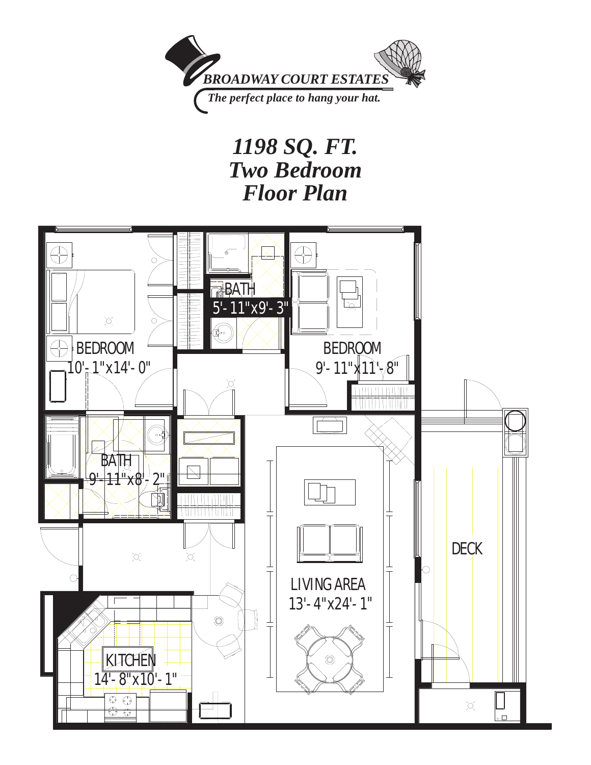**BROADWAY COURT ESTATES**

*The perfect place to hang your hat.*

# *1198 SQ. FT.*
# *Two Bedroom*
# *Floor Plan*

BATH
5'- 11"x9'- 3"

BEDROOM
10'- 1"x14'- 0"

BEDROOM
9'- 11"x11'- 8"

BATH
9'- 11"x8'- 2"

DECK

LIVING AREA
13'- 4"x24'- 1"

KITCHEN
14'- 8"x10'- 1"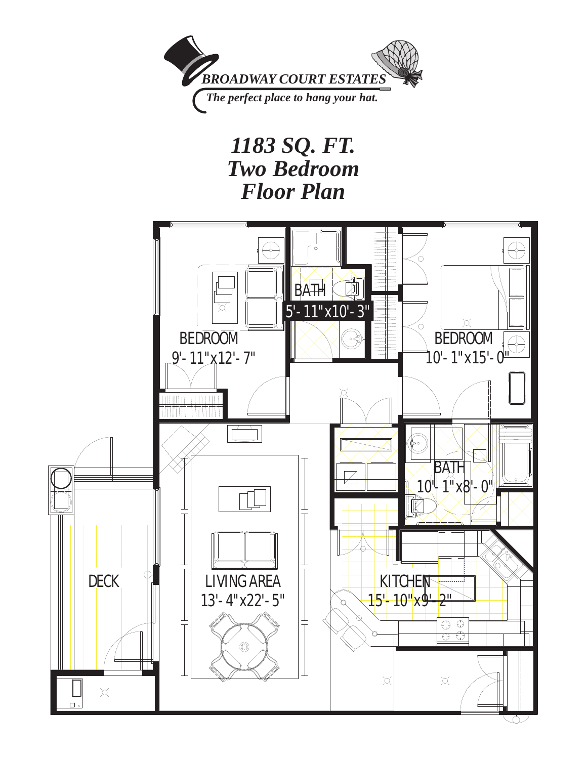BROADWAY COURT ESTATES

*The perfect place to hang your hat.*

# *1183 SQ. FT.*
# *Two Bedroom*
# *Floor Plan*

BEDROOM
9'- 11"x12'- 7"

BATH
5'- 11"x10'- 3"

BEDROOM
10'- 1"x15'- 0"

BATH
10'- 1"x8'- 0"

DECK

LIVING AREA
13'- 4"x22'- 5"

KITCHEN
15'- 10"x9'- 2"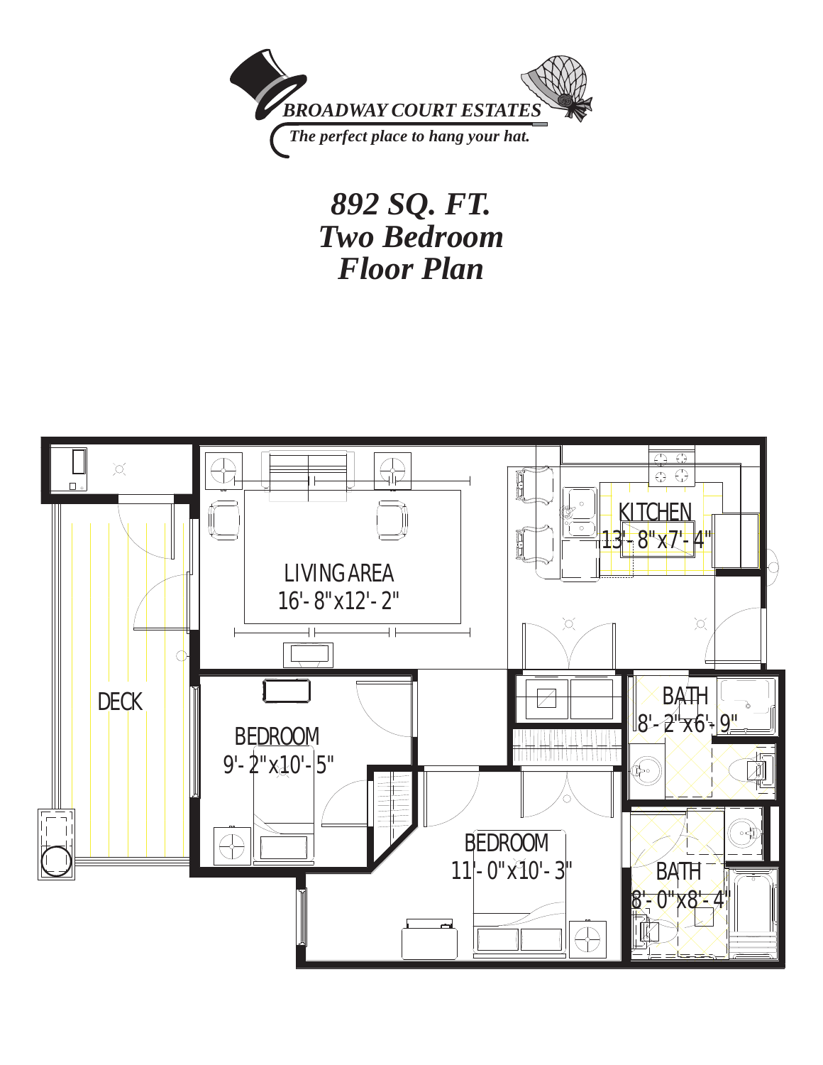BROADWAY COURT ESTATES

*The perfect place to hang your hat.*

# *892 SQ. FT.*
# *Two Bedroom*
# *Floor Plan*

KITCHEN
13'- 8"x7'- 4"

LIVING AREA
16'- 8"x12'- 2"

DECK

BEDROOM
9'- 2"x10'- 5"

BATH
8'- 2"x6'- 9"

BEDROOM
11'- 0"x10'- 3"

BATH
8'- 0"x8'- 4"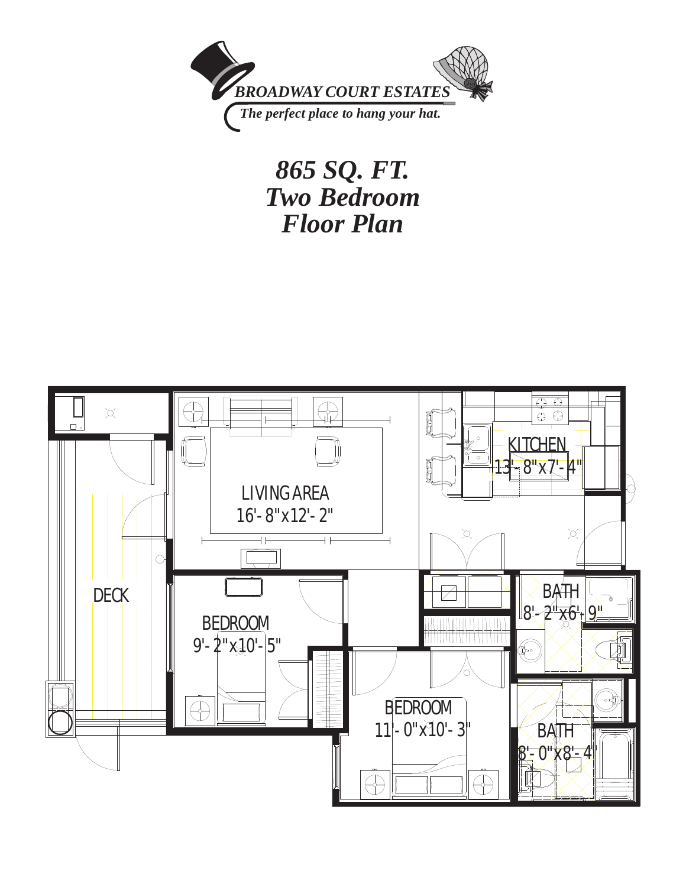BROADWAY COURT ESTATES

*The perfect place to hang your hat.*

# *865 SQ. FT.*
# *Two Bedroom*
# *Floor Plan*

LIVING AREA
16'-8"x12'-2"

KITCHEN
13'-8"x7'-4"

DECK

BEDROOM
9'-2"x10'-5"

BATH
8'-2"x6'-9"

BEDROOM
11'-0"x10'-3"

BATH
8'-0"x8'-4"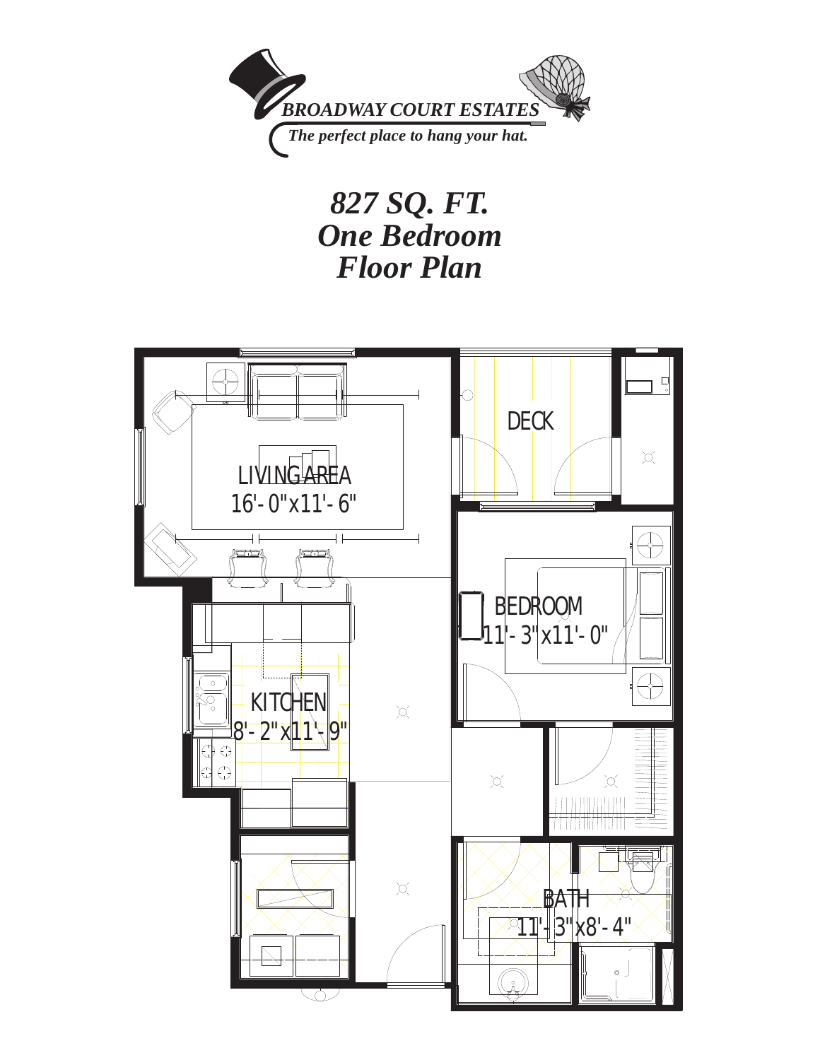**BROADWAY COURT ESTATES**

*The perfect place to hang your hat.*

# *827 SQ. FT.*
# *One Bedroom*
# *Floor Plan*

DECK

LIVING AREA
16'-0"x11'-6"

BEDROOM
11'-3"x11'-0"

KITCHEN
8'-2"x11'-9"

BATH
11'-3"x8'-4"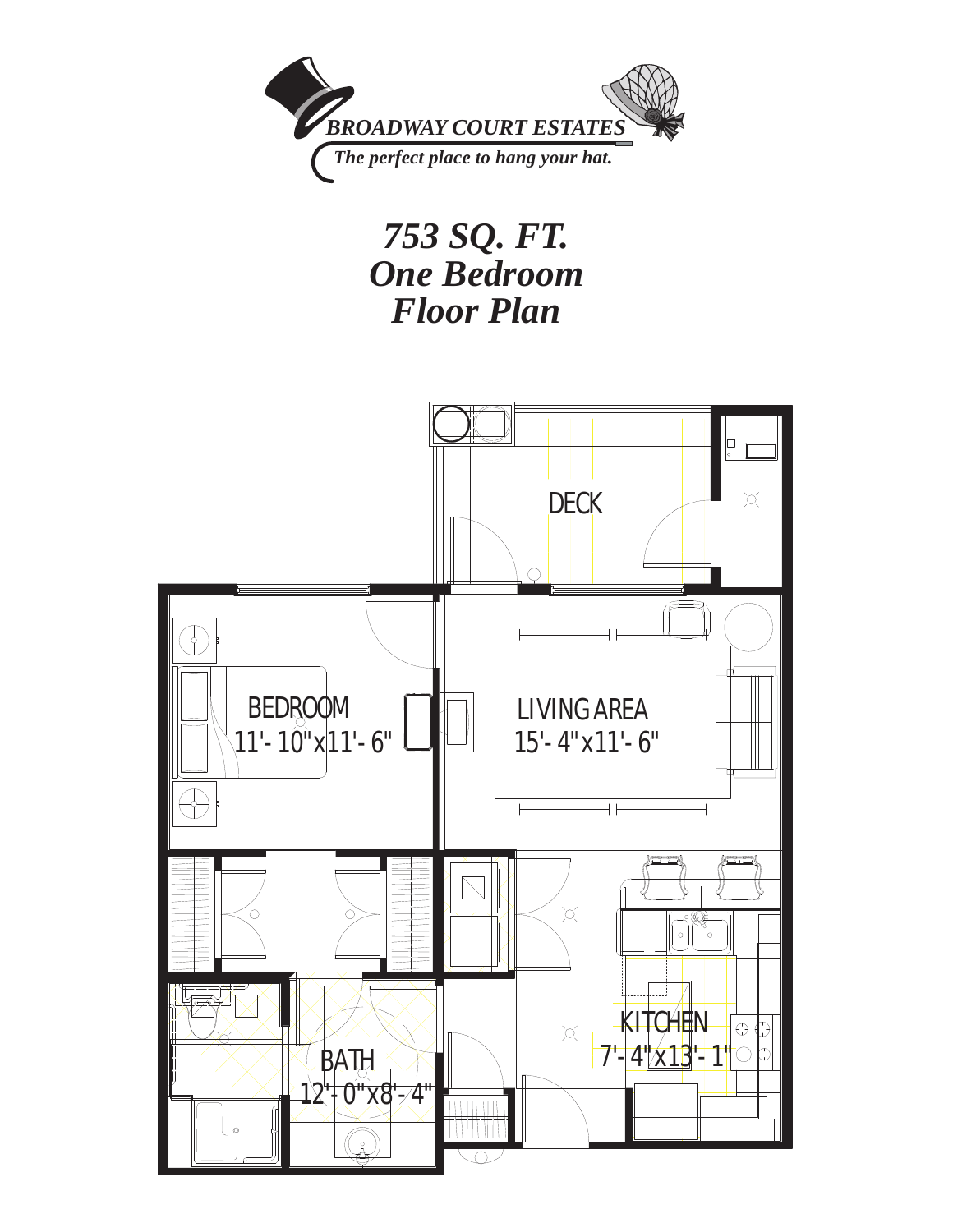**BROADWAY COURT ESTATES**

*The perfect place to hang your hat.*

# *753 SQ. FT.*
# *One Bedroom*
# *Floor Plan*

DECK

BEDROOM
11'- 10" x 11'- 6"

LIVING AREA
15'- 4" x 11'- 6"

KITCHEN
7'- 4" x 13'- 1"

BATH
12'- 0" x 8'- 4"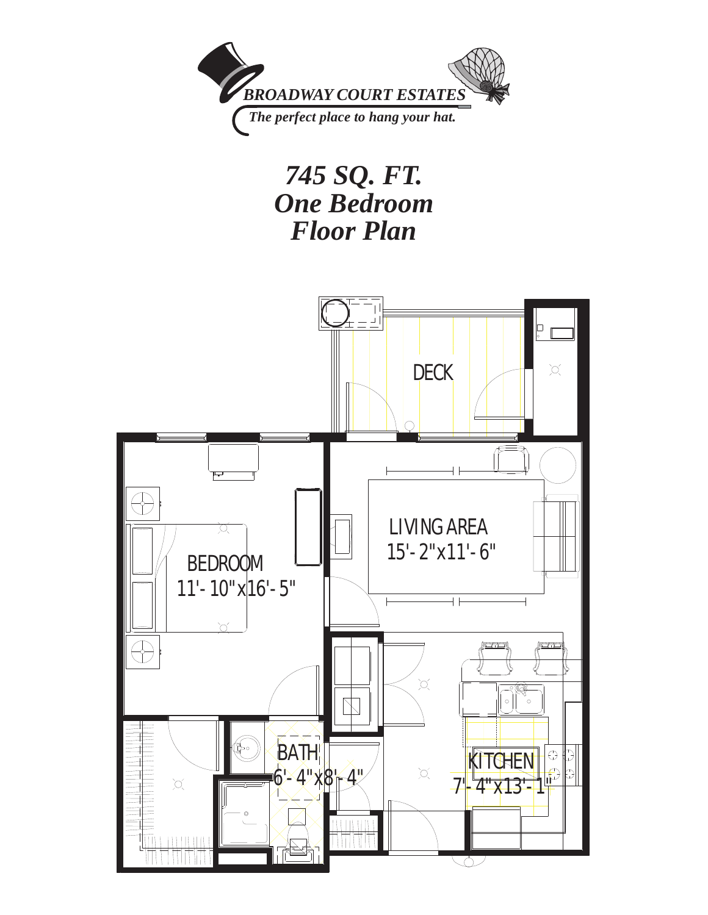**BROADWAY COURT ESTATES**

*The perfect place to hang your hat.*

# *745 SQ. FT.*
# *One Bedroom*
# *Floor Plan*

DECK

LIVING AREA
15'-2"x11'-6"

BEDROOM
11'-10"x16'-5"

BATH
6'-4"x8'-4"

KITCHEN
7'-4"x13'-1"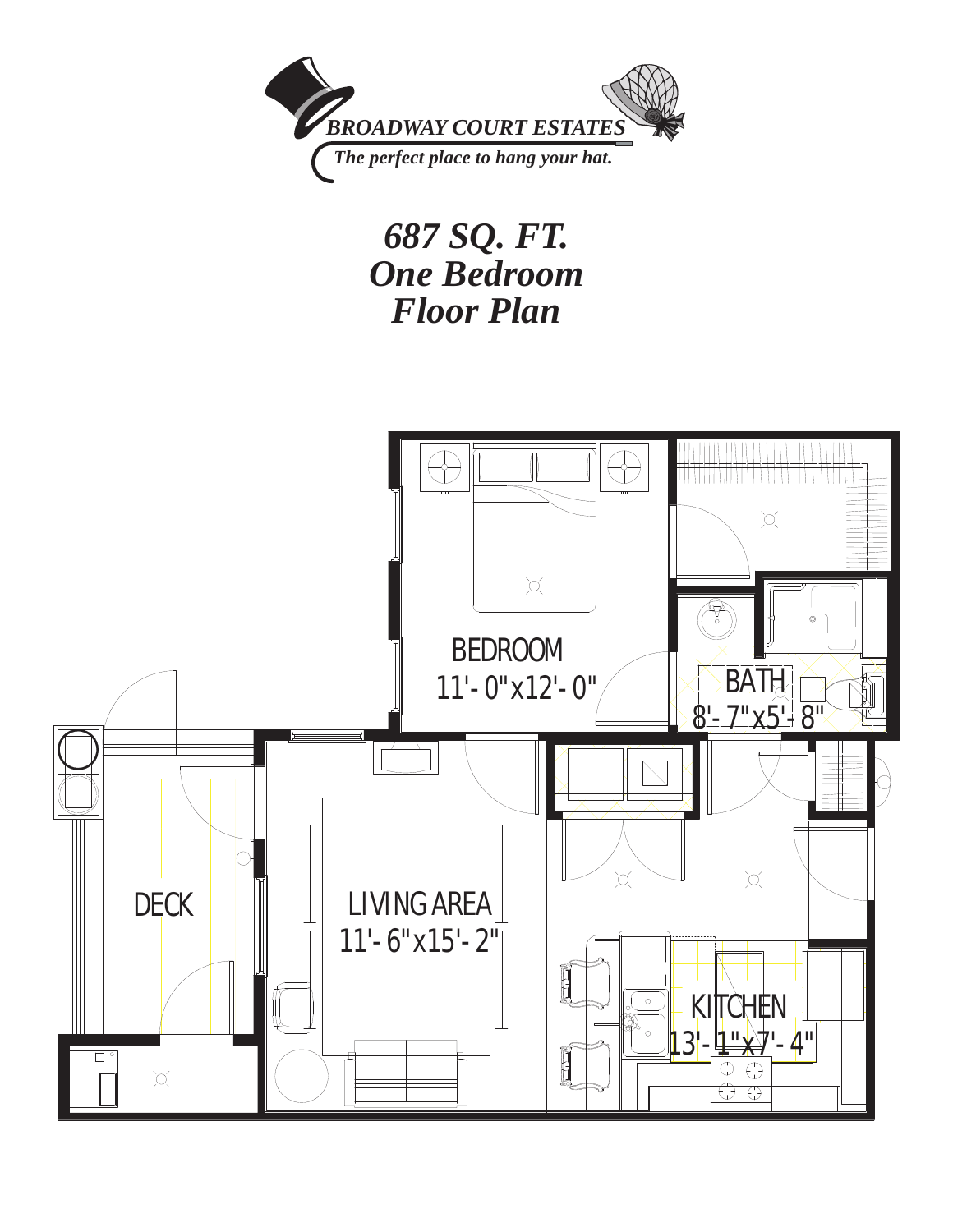*BROADWAY COURT ESTATES*

*The perfect place to hang your hat.*

# *687 SQ. FT.*
# *One Bedroom*
# *Floor Plan*

BEDROOM
11'-0"x12'-0"

BATH
8'-7"x5'-8"

DECK

LIVING AREA
11'-6"x15'-2"

KITCHEN
13'-1"x7'-4"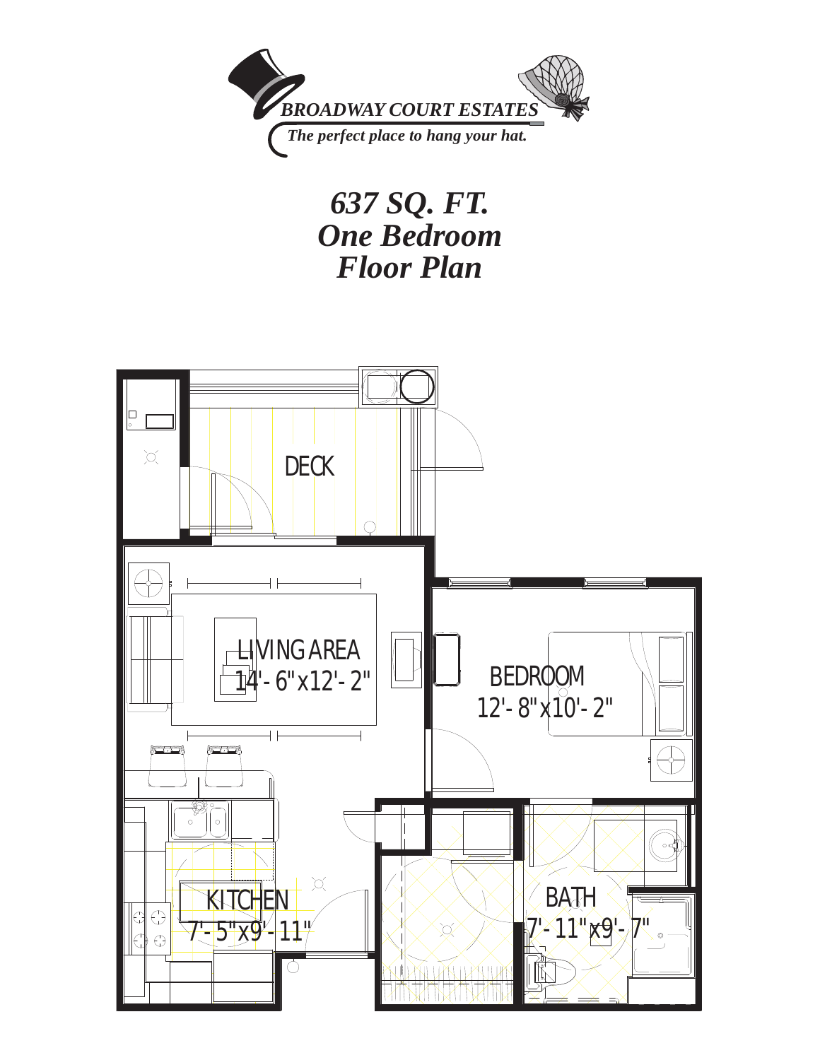*BROADWAY COURT ESTATES*

*The perfect place to hang your hat.*

# *637 SQ. FT.*
# *One Bedroom*
# *Floor Plan*

DECK

LIVING AREA
14'-6"x12'-2"

BEDROOM
12'-8"x10'-2"

KITCHEN
7'-5"x9'-11"

BATH
7'-11"x9'-7"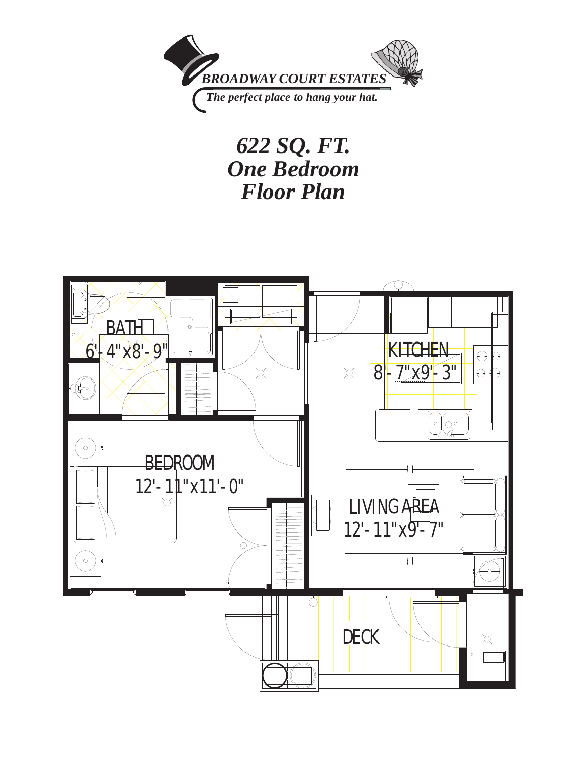BROADWAY COURT ESTATES

*The perfect place to hang your hat.*

# *622 SQ. FT.*
# *One Bedroom*
# *Floor Plan*

BATH
6'-4"x8'-9"

KITCHEN
8'-7"x9'-3"

BEDROOM
12'-11"x11'-0"

LIVING AREA
12'-11"x9'-7"

DECK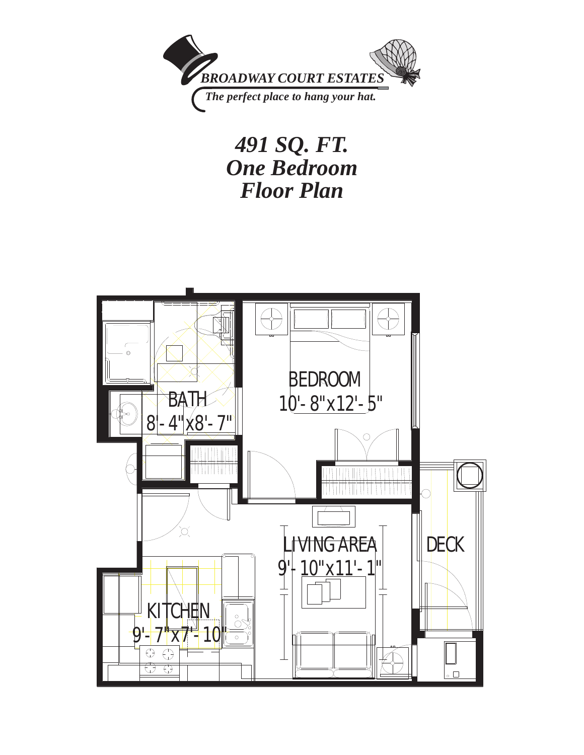**BROADWAY COURT ESTATES**

*The perfect place to hang your hat.*

# *491 SQ. FT.*
# *One Bedroom*
# *Floor Plan*

BATH
8'-4"x8'-7"

BEDROOM
10'-8"x12'-5"

LIVING AREA
9'-10"x11'-1"

DECK

KITCHEN
9'-7"x7'-10"